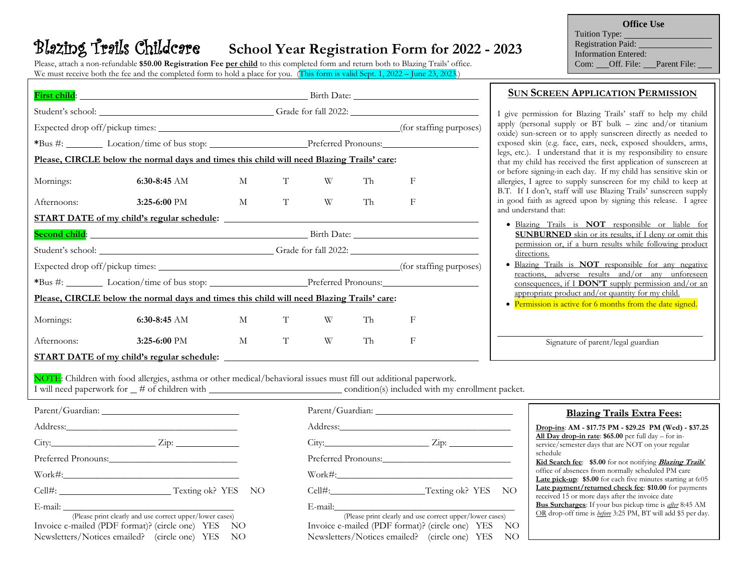**Office Use**
Tuition Type: ___________________
Registration Paid: ________________
Information Entered:
Com: ___Off. File: ___Parent File: ___

# Blazing Trails Childcare — School Year Registration Form for 2022 - 2023

Please, attach a non-refundable **$50.00 Registration Fee** per child to this completed form and return both to Blazing Trails' office.
We must receive both the fee and the completed form to hold a place for you. (This form is valid Sept. 1, 2022 – June 23, 2023.)

**First child**: ______________________________ Birth Date: ____________________

Student's school: ______________________________ Grade for fall 2022: ____________________

Expected drop off/pickup times: ______________________________(for staffing purposes)

*Bus #: ________ Location/time of bus stop: ____________________Preferred Pronouns:____________________

**Please, CIRCLE below the normal days and times this child will need Blazing Trails' care:**

| | | | | | | |
|---|---|---|---|---|---|---|
| Mornings: | **6:30-8:45** AM | M | T | W | Th | F |
| Afternoons: | **3:25-6:00** PM | M | T | W | Th | F |

**START DATE of my child's regular schedule:** ______________________________

**Second child**: ______________________________ Birth Date: ____________________

Student's school: ______________________________ Grade for fall 2022: ____________________

Expected drop off/pickup times: ______________________________(for staffing purposes)

*Bus #: ________ Location/time of bus stop: ____________________Preferred Pronouns:____________________

**Please, CIRCLE below the normal days and times this child will need Blazing Trails' care:**

| | | | | | | |
|---|---|---|---|---|---|---|
| Mornings: | **6:30-8:45** AM | M | T | W | Th | F |
| Afternoons: | **3:25-6:00** PM | M | T | W | Th | F |

**START DATE of my child's regular schedule:** ______________________________

## Sun Screen Application Permission

I give permission for Blazing Trails' staff to help my child apply (personal supply or BT bulk – zinc and/or titanium oxide) sun-screen or to apply sunscreen directly as needed to exposed skin (e.g. face, ears, neck, exposed shoulders, arms, legs, etc.). I understand that it is my responsibility to ensure that my child has received the first application of sunscreen at or before signing-in each day. If my child has sensitive skin or allergies, I agree to supply sunscreen for my child to keep at B.T. If I don't, staff will use Blazing Trails' sunscreen supply in good faith as agreed upon by signing this release. I agree and understand that:

- Blazing Trails is **NOT** responsible or liable for **SUNBURNED** skin or its results, if I deny or omit this permission or, if a burn results while following product directions.
- Blazing Trails is **NOT** responsible for any negative reactions, adverse results and/or any unforeseen consequences, if I **DON'T** supply permission and/or an appropriate product and/or quantity for my child.
- Permission is active for 6 months from the date signed.

______________________________
Signature of parent/legal guardian

NOTE: Children with food allergies, asthma or other medical/behavioral issues must fill out additional paperwork.
I will need paperwork for _ # of children with ____________________ condition(s) included with my enrollment packet.

Parent/Guardian: ____________________
Address:____________________
City:______________ Zip: __________
Preferred Pronouns:____________________
Work#:____________________
Cell#: ______________ Texting ok? YES NO
E-mail: ____________________
(Please print clearly and use correct upper/lower cases)
Invoice e-mailed (PDF format)? (circle one) YES NO
Newsletters/Notices emailed? (circle one) YES NO

Parent/Guardian: ____________________
Address:____________________
City:______________ Zip: __________
Preferred Pronouns:____________________
Work#:____________________
Cell#:______________Texting ok? YES NO
E-mail:____________________
(Please print clearly and use correct upper/lower cases)
Invoice e-mailed (PDF format)? (circle one) YES NO
Newsletters/Notices emailed? (circle one) YES NO

## Blazing Trails Extra Fees:

**Drop-ins**: **AM - $17.75 PM - $29.25 PM (Wed) - $37.25**
**All Day drop-in rate**: **$65.00** per full day – for in-service/semester days that are NOT on your regular schedule
**Kid Search fee**: **$5.00** for not notifying ***Blazing Trails***' office of absences from normally scheduled PM care
**Late pick-up**: **$5.00** for each five minutes starting at 6:05
**Late payment/returned check fee**: **$10.00** for payments received 15 or more days after the invoice date
**Bus Surcharges**: If your bus pickup time is *after* 8:45 AM OR drop-off time is *before* 3:25 PM, BT will add $5 per day.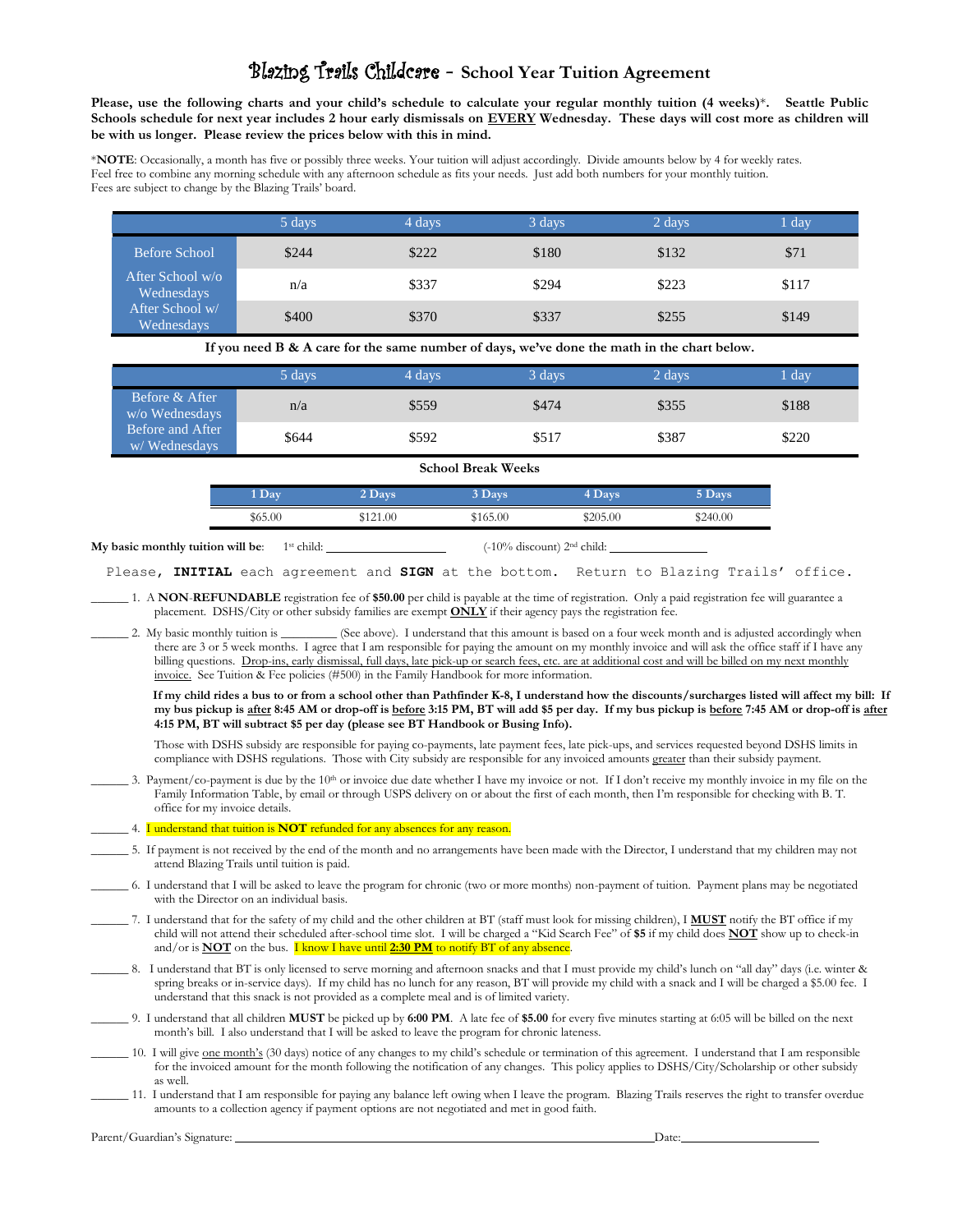# Blazing Trails Childcare - School Year Tuition Agreement

**Please, use the following charts and your child's schedule to calculate your regular monthly tuition (4 weeks)*. Seattle Public Schools schedule for next year includes 2 hour early dismissals on EVERY Wednesday. These days will cost more as children will be with us longer. Please review the prices below with this in mind.**

***NOTE**: Occasionally, a month has five or possibly three weeks. Your tuition will adjust accordingly. Divide amounts below by 4 for weekly rates. Feel free to combine any morning schedule with any afternoon schedule as fits your needs. Just add both numbers for your monthly tuition. Fees are subject to change by the Blazing Trails' board.

| | 5 days | 4 days | 3 days | 2 days | 1 day |
|---|---|---|---|---|---|
| Before School | $244 | $222 | $180 | $132 | $71 |
| After School w/o Wednesdays | n/a | $337 | $294 | $223 | $117 |
| After School w/ Wednesdays | $400 | $370 | $337 | $255 | $149 |

**If you need B & A care for the same number of days, we've done the math in the chart below.**

| | 5 days | 4 days | 3 days | 2 days | 1 day |
|---|---|---|---|---|---|
| Before & After w/o Wednesdays | n/a | $559 | $474 | $355 | $188 |
| Before and After w/ Wednesdays | $644 | $592 | $517 | $387 | $220 |

**School Break Weeks**

| 1 Day | 2 Days | 3 Days | 4 Days | 5 Days |
|---|---|---|---|---|
| $65.00 | $121.00 | $165.00 | $205.00 | $240.00 |

**My basic monthly tuition will be**: 1st child: ____________________ (-10% discount) 2nd child: ________________

Please, **INITIAL** each agreement and **SIGN** at the bottom. Return to Blazing Trails' office.

______ 1. A **NON-REFUNDABLE** registration fee of **$50.00** per child is payable at the time of registration. Only a paid registration fee will guarantee a placement. DSHS/City or other subsidy families are exempt **ONLY** if their agency pays the registration fee.

______ 2. My basic monthly tuition is _________ (See above). I understand that this amount is based on a four week month and is adjusted accordingly when there are 3 or 5 week months. I agree that I am responsible for paying the amount on my monthly invoice and will ask the office staff if I have any billing questions. Drop-ins, early dismissal, full days, late pick-up or search fees, etc. are at additional cost and will be billed on my next monthly invoice. See Tuition & Fee policies (#500) in the Family Handbook for more information.

**If my child rides a bus to or from a school other than Pathfinder K-8, I understand how the discounts/surcharges listed will affect my bill: If my bus pickup is after 8:45 AM or drop-off is before 3:15 PM, BT will add $5 per day. If my bus pickup is before 7:45 AM or drop-off is after 4:15 PM, BT will subtract $5 per day (please see BT Handbook or Busing Info).**

Those with DSHS subsidy are responsible for paying co-payments, late payment fees, late pick-ups, and services requested beyond DSHS limits in compliance with DSHS regulations. Those with City subsidy are responsible for any invoiced amounts greater than their subsidy payment.

______ 3. Payment/co-payment is due by the 10th or invoice due date whether I have my invoice or not. If I don't receive my monthly invoice in my file on the Family Information Table, by email or through USPS delivery on or about the first of each month, then I'm responsible for checking with B. T. office for my invoice details.

______ 4. I understand that tuition is **NOT** refunded for any absences for any reason.

______ 5. If payment is not received by the end of the month and no arrangements have been made with the Director, I understand that my children may not attend Blazing Trails until tuition is paid.

______ 6. I understand that I will be asked to leave the program for chronic (two or more months) non-payment of tuition. Payment plans may be negotiated with the Director on an individual basis.

______ 7. I understand that for the safety of my child and the other children at BT (staff must look for missing children), I **MUST** notify the BT office if my child will not attend their scheduled after-school time slot. I will be charged a "Kid Search Fee" of **$5** if my child does **NOT** show up to check-in and/or is **NOT** on the bus. I know I have until **2:30 PM** to notify BT of any absence.

______ 8. I understand that BT is only licensed to serve morning and afternoon snacks and that I must provide my child's lunch on "all day" days (i.e. winter & spring breaks or in-service days). If my child has no lunch for any reason, BT will provide my child with a snack and I will be charged a $5.00 fee. I understand that this snack is not provided as a complete meal and is of limited variety.

______ 9. I understand that all children **MUST** be picked up by **6:00 PM**. A late fee of **$5.00** for every five minutes starting at 6:05 will be billed on the next month's bill. I also understand that I will be asked to leave the program for chronic lateness.

______ 10. I will give one month's (30 days) notice of any changes to my child's schedule or termination of this agreement. I understand that I am responsible for the invoiced amount for the month following the notification of any changes. This policy applies to DSHS/City/Scholarship or other subsidy as well.

______ 11. I understand that I am responsible for paying any balance left owing when I leave the program. Blazing Trails reserves the right to transfer overdue amounts to a collection agency if payment options are not negotiated and met in good faith.

Parent/Guardian's Signature: ______________________________________________ Date: ____________________